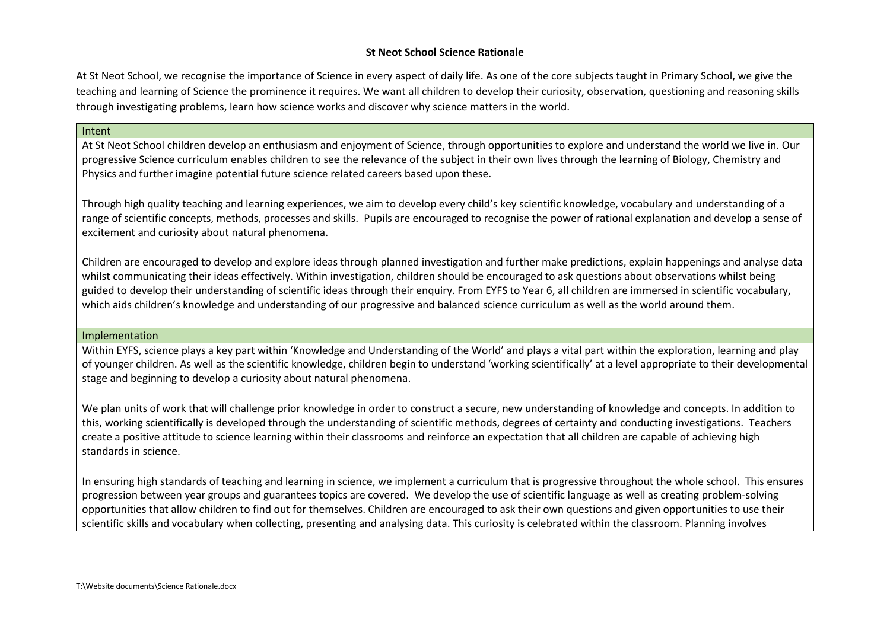# St Neot School Science Rationale

At St Neot School, we recognise the importance of Science in every aspect of daily life. As one of the core subjects taught in Primary School, we give the teaching and learning of Science the prominence it requires. We want all children to develop their curiosity, observation, questioning and reasoning skills through investigating problems, learn how science works and discover why science matters in the world.

## Intent

At St Neot School children develop an enthusiasm and enjoyment of Science, through opportunities to explore and understand the world we live in. Our progressive Science curriculum enables children to see the relevance of the subject in their own lives through the learning of Biology, Chemistry and Physics and further imagine potential future science related careers based upon these.

Through high quality teaching and learning experiences, we aim to develop every child's key scientific knowledge, vocabulary and understanding of a range of scientific concepts, methods, processes and skills. Pupils are encouraged to recognise the power of rational explanation and develop a sense of excitement and curiosity about natural phenomena.

Children are encouraged to develop and explore ideas through planned investigation and further make predictions, explain happenings and analyse data whilst communicating their ideas effectively. Within investigation, children should be encouraged to ask questions about observations whilst being guided to develop their understanding of scientific ideas through their enquiry. From EYFS to Year 6, all children are immersed in scientific vocabulary, which aids children's knowledge and understanding of our progressive and balanced science curriculum as well as the world around them.

## Implementation

Within EYFS, science plays a key part within 'Knowledge and Understanding of the World' and plays a vital part within the exploration, learning and play of younger children. As well as the scientific knowledge, children begin to understand 'working scientifically' at a level appropriate to their developmental stage and beginning to develop a curiosity about natural phenomena.

We plan units of work that will challenge prior knowledge in order to construct a secure, new understanding of knowledge and concepts. In addition to this, working scientifically is developed through the understanding of scientific methods, degrees of certainty and conducting investigations. Teachers create a positive attitude to science learning within their classrooms and reinforce an expectation that all children are capable of achieving high standards in science.

In ensuring high standards of teaching and learning in science, we implement a curriculum that is progressive throughout the whole school. This ensures progression between year groups and guarantees topics are covered. We develop the use of scientific language as well as creating problem-solving opportunities that allow children to find out for themselves. Children are encouraged to ask their own questions and given opportunities to use their scientific skills and vocabulary when collecting, presenting and analysing data. This curiosity is celebrated within the classroom. Planning involves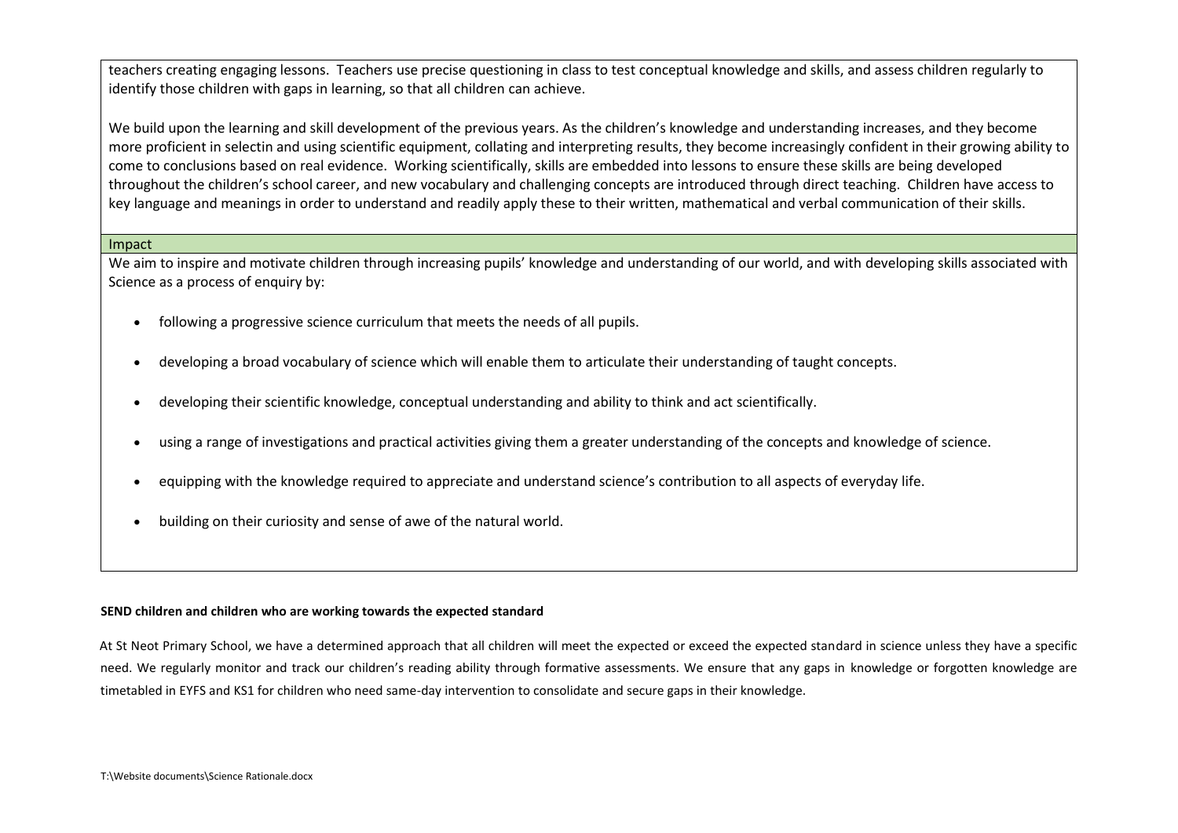teachers creating engaging lessons. Teachers use precise questioning in class to test conceptual knowledge and skills, and assess children regularly to identify those children with gaps in learning, so that all children can achieve.

We build upon the learning and skill development of the previous years. As the children's knowledge and understanding increases, and they become more proficient in selectin and using scientific equipment, collating and interpreting results, they become increasingly confident in their growing ability to come to conclusions based on real evidence. Working scientifically, skills are embedded into lessons to ensure these skills are being developed throughout the children's school career, and new vocabulary and challenging concepts are introduced through direct teaching. Children have access to key language and meanings in order to understand and readily apply these to their written, mathematical and verbal communication of their skills.

## Impact

We aim to inspire and motivate children through increasing pupils' knowledge and understanding of our world, and with developing skills associated with Science as a process of enquiry by:

- following a progressive science curriculum that meets the needs of all pupils.
- developing a broad vocabulary of science which will enable them to articulate their understanding of taught concepts.
- developing their scientific knowledge, conceptual understanding and ability to think and act scientifically.
- using a range of investigations and practical activities giving them a greater understanding of the concepts and knowledge of science.
- equipping with the knowledge required to appreciate and understand science's contribution to all aspects of everyday life.
- building on their curiosity and sense of awe of the natural world.

**SEND children and children who are working towards the expected standard**

At St Neot Primary School, we have a determined approach that all children will meet the expected or exceed the expected standard in science unless they have a specific need. We regularly monitor and track our children's reading ability through formative assessments. We ensure that any gaps in knowledge or forgotten knowledge are timetabled in EYFS and KS1 for children who need same-day intervention to consolidate and secure gaps in their knowledge.